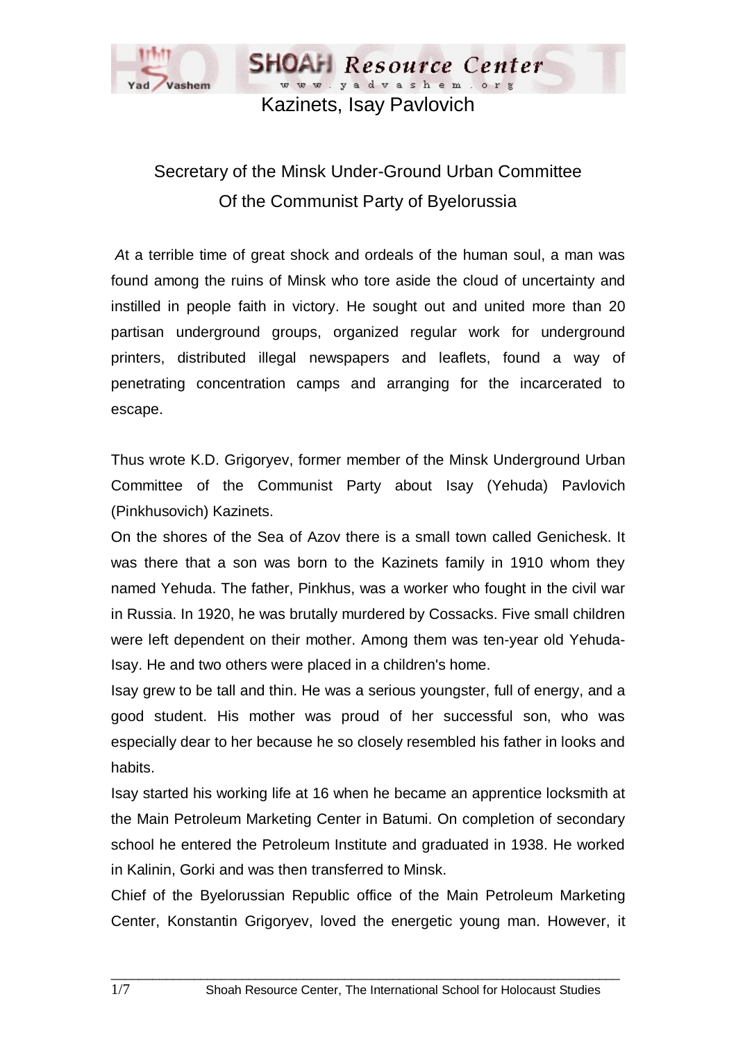# Kazinets, Isay Pavlovich

## Secretary of the Minsk Under-Ground Urban Committee Of the Communist Party of Byelorussia

*A*t a terrible time of great shock and ordeals of the human soul, a man was found among the ruins of Minsk who tore aside the cloud of uncertainty and instilled in people faith in victory. He sought out and united more than 20 partisan underground groups, organized regular work for underground printers, distributed illegal newspapers and leaflets, found a way of penetrating concentration camps and arranging for the incarcerated to escape.

Thus wrote K.D. Grigoryev, former member of the Minsk Underground Urban Committee of the Communist Party about Isay (Yehuda) Pavlovich (Pinkhusovich) Kazinets.

On the shores of the Sea of Azov there is a small town called Genichesk. It was there that a son was born to the Kazinets family in 1910 whom they named Yehuda. The father, Pinkhus, was a worker who fought in the civil war in Russia. In 1920, he was brutally murdered by Cossacks. Five small children were left dependent on their mother. Among them was ten-year old Yehuda-Isay. He and two others were placed in a children's home.

Isay grew to be tall and thin. He was a serious youngster, full of energy, and a good student. His mother was proud of her successful son, who was especially dear to her because he so closely resembled his father in looks and habits.

Isay started his working life at 16 when he became an apprentice locksmith at the Main Petroleum Marketing Center in Batumi. On completion of secondary school he entered the Petroleum Institute and graduated in 1938. He worked in Kalinin, Gorki and was then transferred to Minsk.

Chief of the Byelorussian Republic office of the Main Petroleum Marketing Center, Konstantin Grigoryev, loved the energetic young man. However, it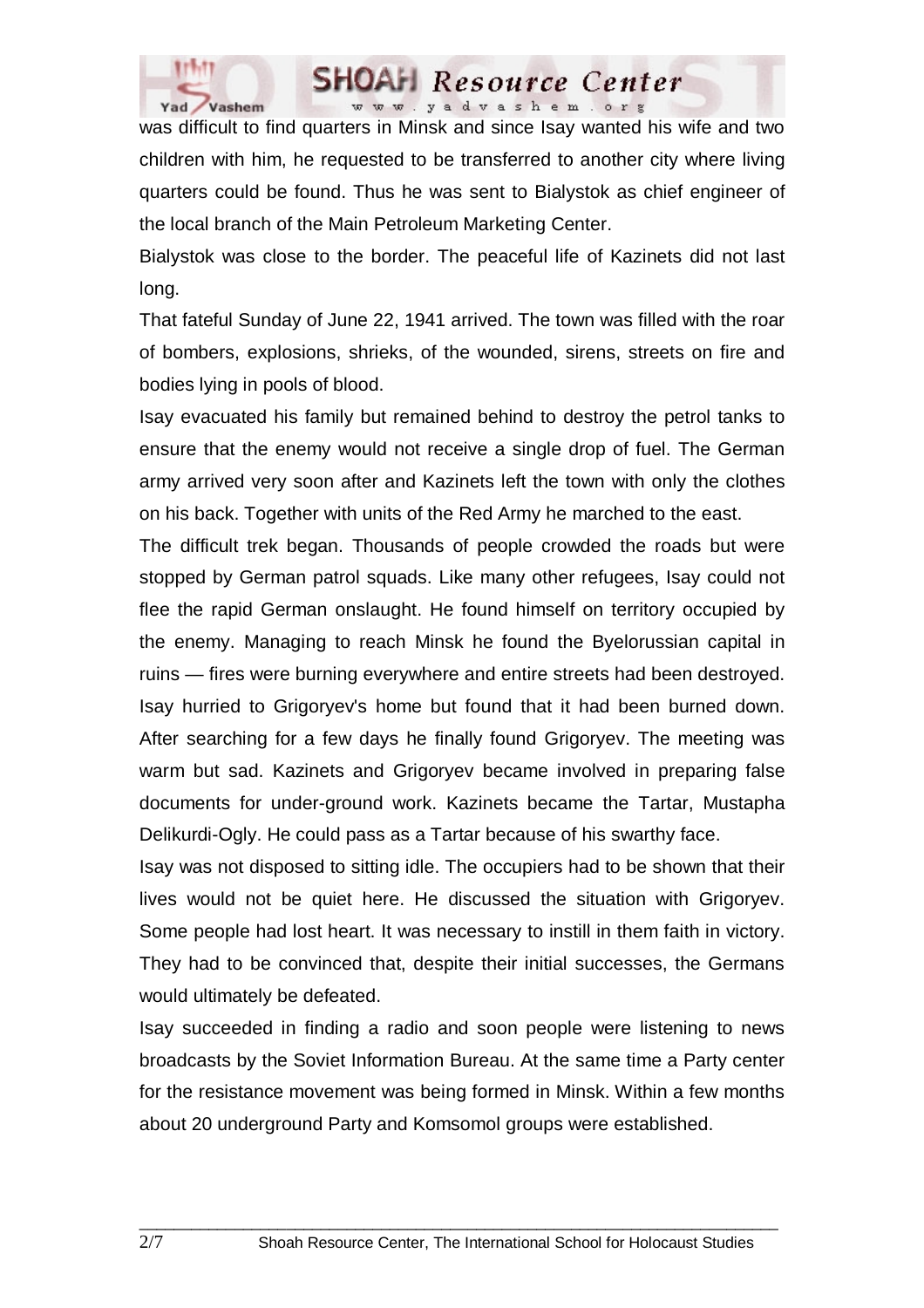was difficult to find quarters in Minsk and since Isay wanted his wife and two children with him, he requested to be transferred to another city where living quarters could be found. Thus he was sent to Bialystok as chief engineer of the local branch of the Main Petroleum Marketing Center.

Bialystok was close to the border. The peaceful life of Kazinets did not last long.

That fateful Sunday of June 22, 1941 arrived. The town was filled with the roar of bombers, explosions, shrieks, of the wounded, sirens, streets on fire and bodies lying in pools of blood.

Isay evacuated his family but remained behind to destroy the petrol tanks to ensure that the enemy would not receive a single drop of fuel. The German army arrived very soon after and Kazinets left the town with only the clothes on his back. Together with units of the Red Army he marched to the east.

The difficult trek began. Thousands of people crowded the roads but were stopped by German patrol squads. Like many other refugees, Isay could not flee the rapid German onslaught. He found himself on territory occupied by the enemy. Managing to reach Minsk he found the Byelorussian capital in ruins — fires were burning everywhere and entire streets had been destroyed. Isay hurried to Grigoryev's home but found that it had been burned down. After searching for a few days he finally found Grigoryev. The meeting was warm but sad. Kazinets and Grigoryev became involved in preparing false documents for under-ground work. Kazinets became the Tartar, Mustapha Delikurdi-Ogly. He could pass as a Tartar because of his swarthy face.

Isay was not disposed to sitting idle. The occupiers had to be shown that their lives would not be quiet here. He discussed the situation with Grigoryev. Some people had lost heart. It was necessary to instill in them faith in victory. They had to be convinced that, despite their initial successes, the Germans would ultimately be defeated.

Isay succeeded in finding a radio and soon people were listening to news broadcasts by the Soviet Information Bureau. At the same time a Party center for the resistance movement was being formed in Minsk. Within a few months about 20 underground Party and Komsomol groups were established.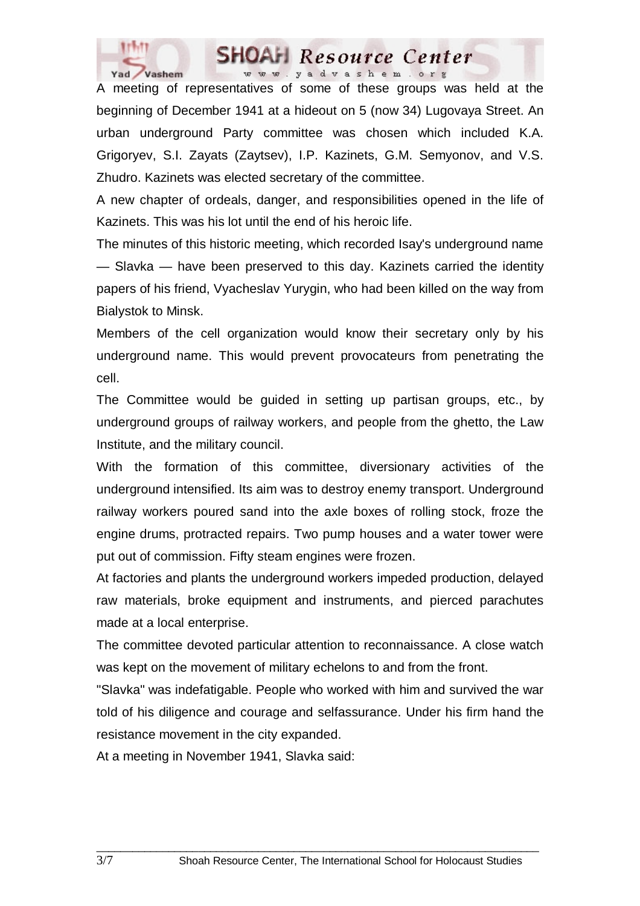A meeting of representatives of some of these groups was held at the beginning of December 1941 at a hideout on 5 (now 34) Lugovaya Street. An urban underground Party committee was chosen which included K.A. Grigoryev, S.I. Zayats (Zaytsev), I.P. Kazinets, G.M. Semyonov, and V.S. Zhudro. Kazinets was elected secretary of the committee.

A new chapter of ordeals, danger, and responsibilities opened in the life of Kazinets. This was his lot until the end of his heroic life.

The minutes of this historic meeting, which recorded Isay's underground name — Slavka — have been preserved to this day. Kazinets carried the identity papers of his friend, Vyacheslav Yurygin, who had been killed on the way from Bialystok to Minsk.

Members of the cell organization would know their secretary only by his underground name. This would prevent provocateurs from penetrating the cell.

The Committee would be guided in setting up partisan groups, etc., by underground groups of railway workers, and people from the ghetto, the Law Institute, and the military council.

With the formation of this committee, diversionary activities of the underground intensified. Its aim was to destroy enemy transport. Underground railway workers poured sand into the axle boxes of rolling stock, froze the engine drums, protracted repairs. Two pump houses and a water tower were put out of commission. Fifty steam engines were frozen.

At factories and plants the underground workers impeded production, delayed raw materials, broke equipment and instruments, and pierced parachutes made at a local enterprise.

The committee devoted particular attention to reconnaissance. A close watch was kept on the movement of military echelons to and from the front.

"Slavka" was indefatigable. People who worked with him and survived the war told of his diligence and courage and selfassurance. Under his firm hand the resistance movement in the city expanded.

At a meeting in November 1941, Slavka said: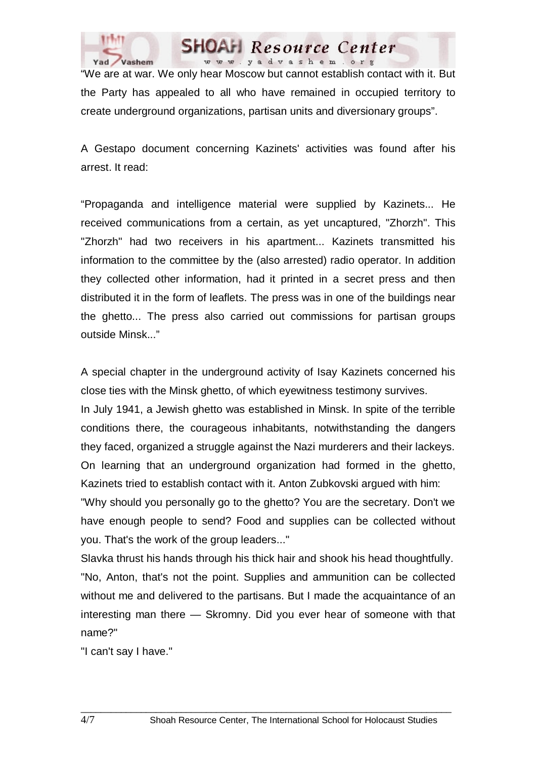"We are at war. We only hear Moscow but cannot establish contact with it. But the Party has appealed to all who have remained in occupied territory to create underground organizations, partisan units and diversionary groups".

A Gestapo document concerning Kazinets' activities was found after his arrest. It read:

"Propaganda and intelligence material were supplied by Kazinets... He received communications from a certain, as yet uncaptured, "Zhorzh". This "Zhorzh" had two receivers in his apartment... Kazinets transmitted his information to the committee by the (also arrested) radio operator. In addition they collected other information, had it printed in a secret press and then distributed it in the form of leaflets. The press was in one of the buildings near the ghetto... The press also carried out commissions for partisan groups outside Minsk..."

A special chapter in the underground activity of Isay Kazinets concerned his close ties with the Minsk ghetto, of which eyewitness testimony survives.

In July 1941, a Jewish ghetto was established in Minsk. In spite of the terrible conditions there, the courageous inhabitants, notwithstanding the dangers they faced, organized a struggle against the Nazi murderers and their lackeys. On learning that an underground organization had formed in the ghetto, Kazinets tried to establish contact with it. Anton Zubkovski argued with him:

"Why should you personally go to the ghetto? You are the secretary. Don't we have enough people to send? Food and supplies can be collected without you. That's the work of the group leaders..."

Slavka thrust his hands through his thick hair and shook his head thoughtfully.

"No, Anton, that's not the point. Supplies and ammunition can be collected without me and delivered to the partisans. But I made the acquaintance of an interesting man there — Skromny. Did you ever hear of someone with that name?"

"I can't say I have."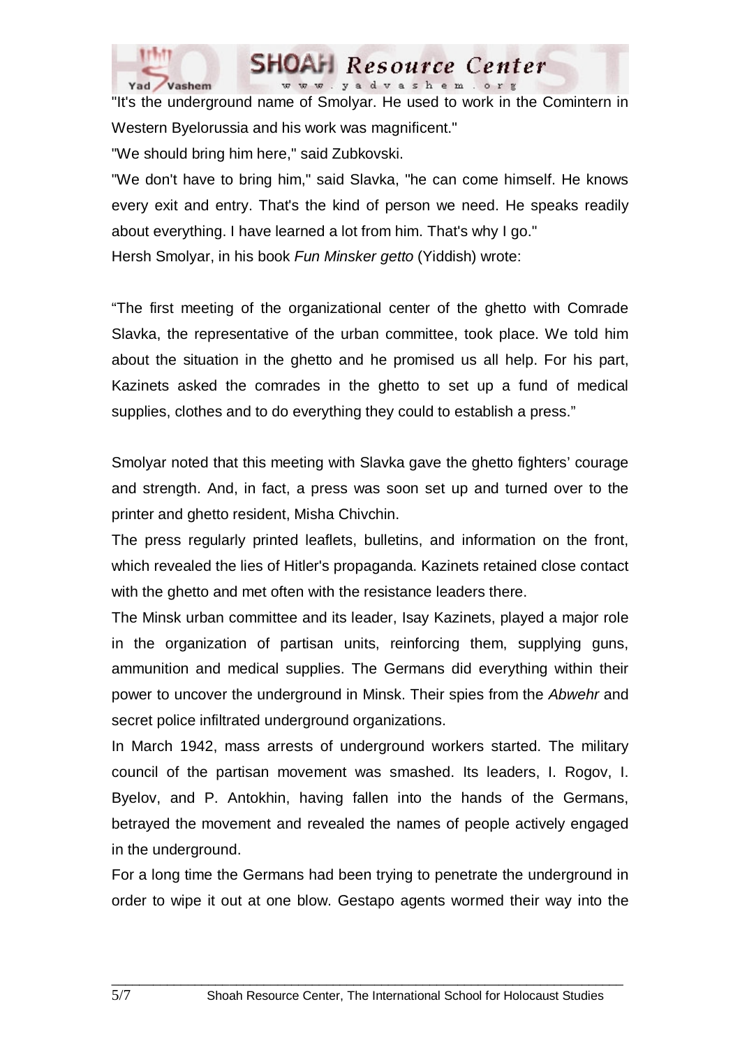"It's the underground name of Smolyar. He used to work in the Comintern in Western Byelorussia and his work was magnificent."

"We should bring him here," said Zubkovski.

"We don't have to bring him," said Slavka, "he can come himself. He knows every exit and entry. That's the kind of person we need. He speaks readily about everything. I have learned a lot from him. That's why I go."

Hersh Smolyar, in his book *Fun Minsker getto* (Yiddish) wrote:

"The first meeting of the organizational center of the ghetto with Comrade Slavka, the representative of the urban committee, took place. We told him about the situation in the ghetto and he promised us all help. For his part, Kazinets asked the comrades in the ghetto to set up a fund of medical supplies, clothes and to do everything they could to establish a press."

Smolyar noted that this meeting with Slavka gave the ghetto fighters' courage and strength. And, in fact, a press was soon set up and turned over to the printer and ghetto resident, Misha Chivchin.

The press regularly printed leaflets, bulletins, and information on the front, which revealed the lies of Hitler's propaganda. Kazinets retained close contact with the ghetto and met often with the resistance leaders there.

The Minsk urban committee and its leader, Isay Kazinets, played a major role in the organization of partisan units, reinforcing them, supplying guns, ammunition and medical supplies. The Germans did everything within their power to uncover the underground in Minsk. Their spies from the *Abwehr* and secret police infiltrated underground organizations.

In March 1942, mass arrests of underground workers started. The military council of the partisan movement was smashed. Its leaders, I. Rogov, I. Byelov, and P. Antokhin, having fallen into the hands of the Germans, betrayed the movement and revealed the names of people actively engaged in the underground.

For a long time the Germans had been trying to penetrate the underground in order to wipe it out at one blow. Gestapo agents wormed their way into the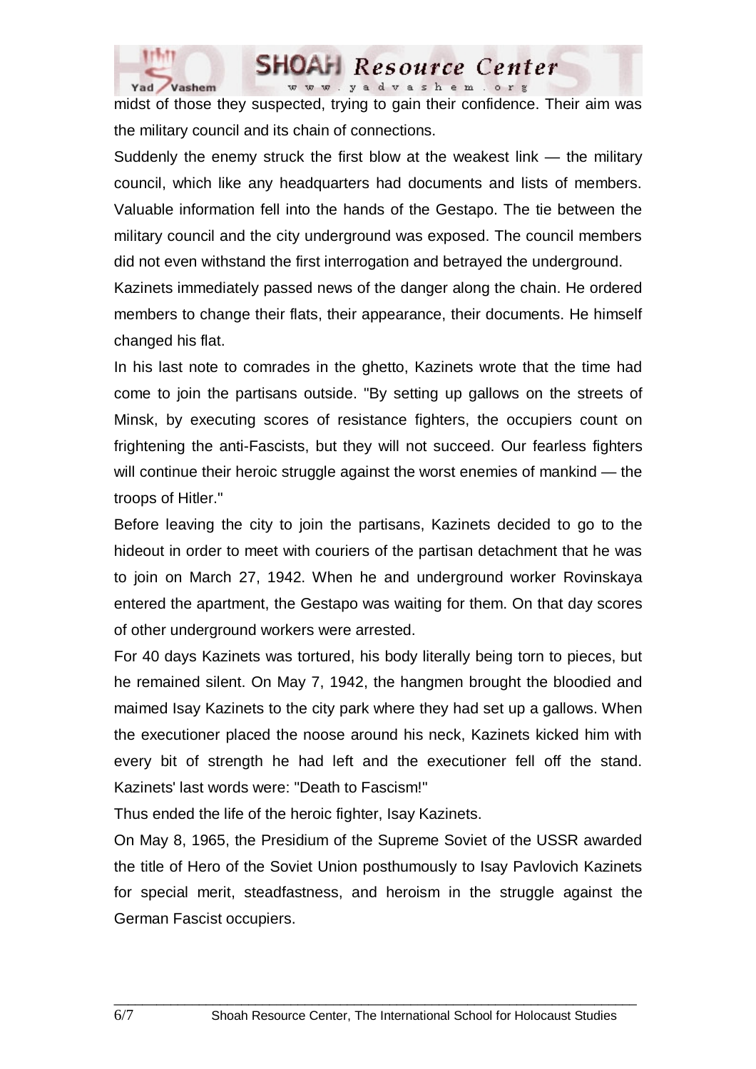midst of those they suspected, trying to gain their confidence. Their aim was the military council and its chain of connections.

Suddenly the enemy struck the first blow at the weakest link — the military council, which like any headquarters had documents and lists of members. Valuable information fell into the hands of the Gestapo. The tie between the military council and the city underground was exposed. The council members did not even withstand the first interrogation and betrayed the underground.

Kazinets immediately passed news of the danger along the chain. He ordered members to change their flats, their appearance, their documents. He himself changed his flat.

In his last note to comrades in the ghetto, Kazinets wrote that the time had come to join the partisans outside. "By setting up gallows on the streets of Minsk, by executing scores of resistance fighters, the occupiers count on frightening the anti-Fascists, but they will not succeed. Our fearless fighters will continue their heroic struggle against the worst enemies of mankind — the troops of Hitler."

Before leaving the city to join the partisans, Kazinets decided to go to the hideout in order to meet with couriers of the partisan detachment that he was to join on March 27, 1942. When he and underground worker Rovinskaya entered the apartment, the Gestapo was waiting for them. On that day scores of other underground workers were arrested.

For 40 days Kazinets was tortured, his body literally being torn to pieces, but he remained silent. On May 7, 1942, the hangmen brought the bloodied and maimed Isay Kazinets to the city park where they had set up a gallows. When the executioner placed the noose around his neck, Kazinets kicked him with every bit of strength he had left and the executioner fell off the stand. Kazinets' last words were: "Death to Fascism!"

Thus ended the life of the heroic fighter, Isay Kazinets.

On May 8, 1965, the Presidium of the Supreme Soviet of the USSR awarded the title of Hero of the Soviet Union posthumously to Isay Pavlovich Kazinets for special merit, steadfastness, and heroism in the struggle against the German Fascist occupiers.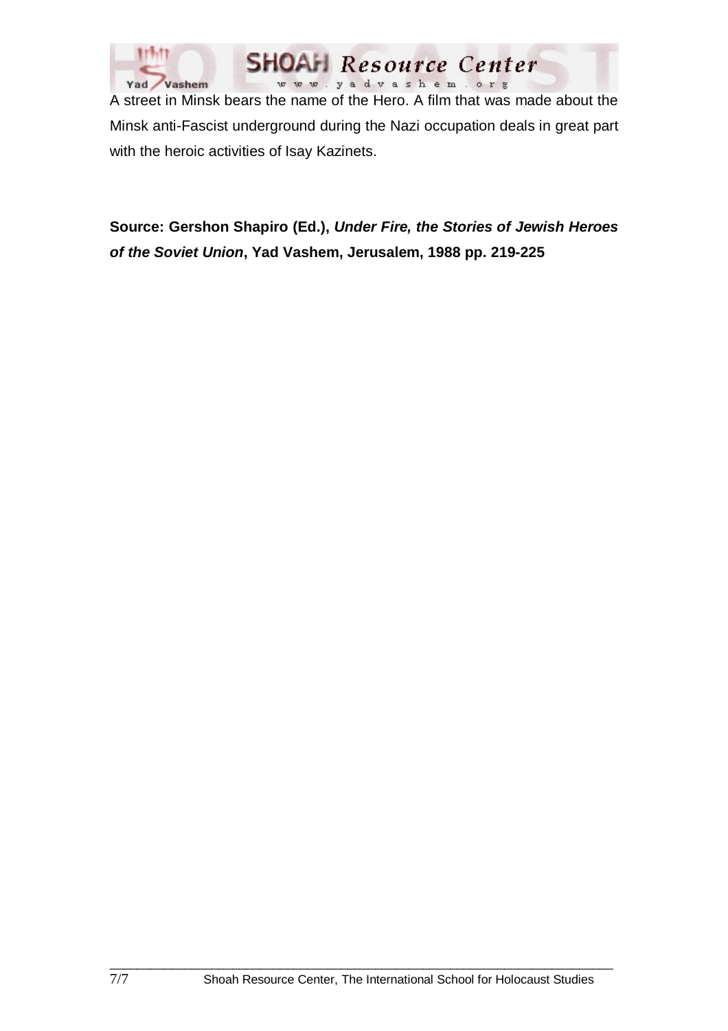A street in Minsk bears the name of the Hero. A film that was made about the Minsk anti-Fascist underground during the Nazi occupation deals in great part with the heroic activities of Isay Kazinets.

**Source: Gershon Shapiro (Ed.), *Under Fire, the Stories of Jewish Heroes of the Soviet Union*, Yad Vashem, Jerusalem, 1988 pp. 219-225**